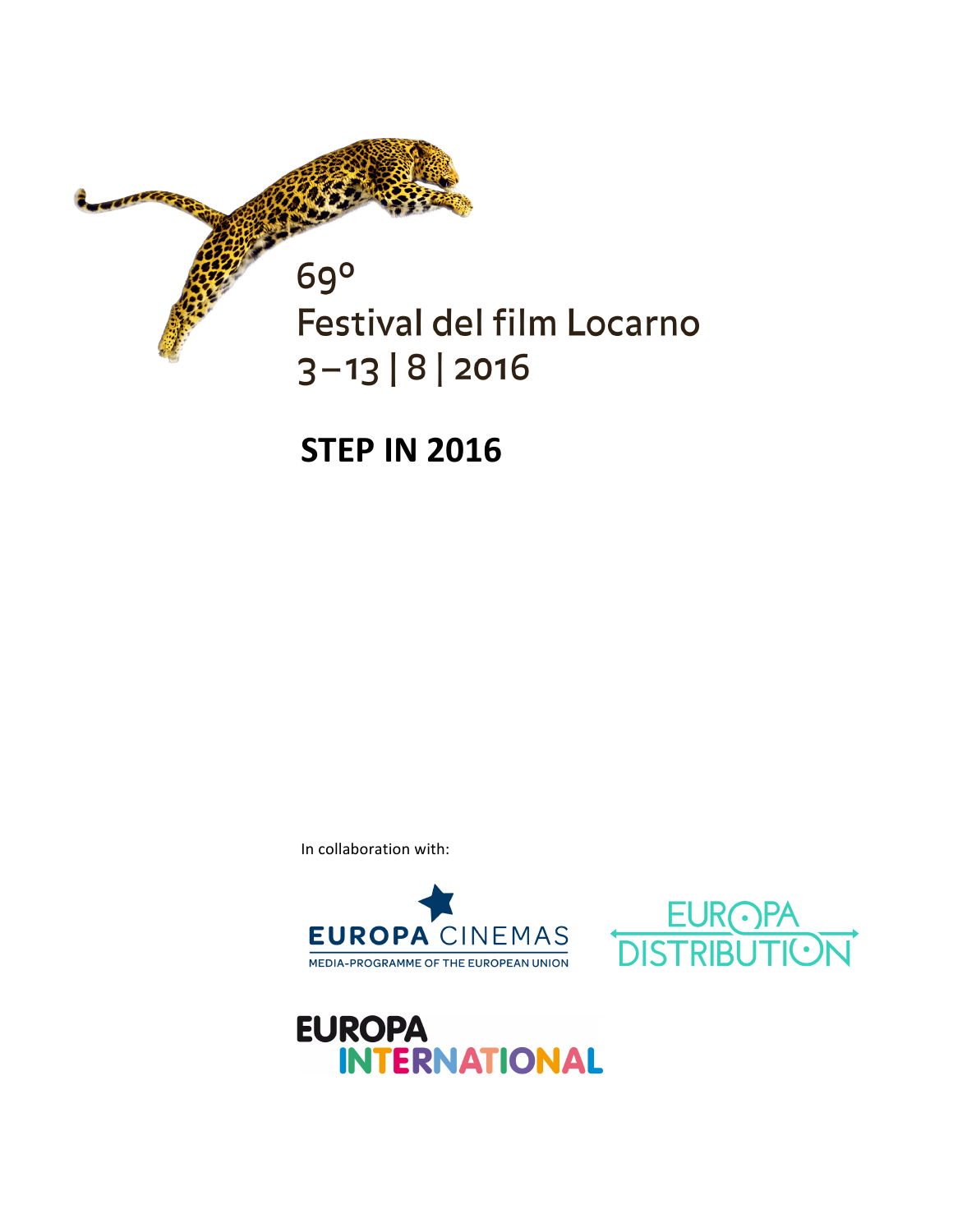69°
Festival del film Locarno
3–13 | 8 | 2016

# STEP IN 2016

In collaboration with:

EUROPA CINEMAS
MEDIA-PROGRAMME OF THE EUROPEAN UNION

EUROPA DISTRIBUTION

EUROPA INTERNATIONAL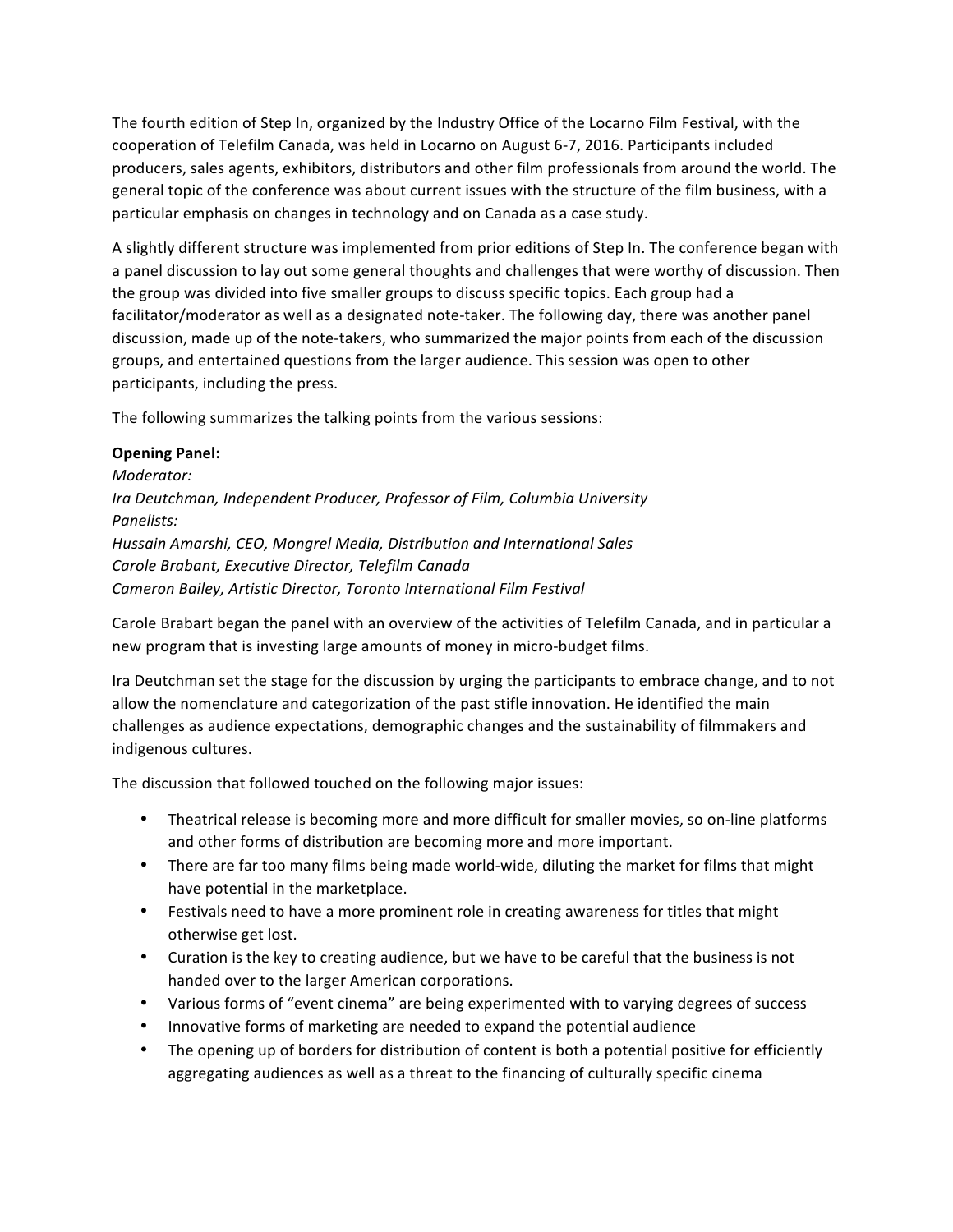The fourth edition of Step In, organized by the Industry Office of the Locarno Film Festival, with the cooperation of Telefilm Canada, was held in Locarno on August 6-7, 2016. Participants included producers, sales agents, exhibitors, distributors and other film professionals from around the world. The general topic of the conference was about current issues with the structure of the film business, with a particular emphasis on changes in technology and on Canada as a case study.

A slightly different structure was implemented from prior editions of Step In. The conference began with a panel discussion to lay out some general thoughts and challenges that were worthy of discussion. Then the group was divided into five smaller groups to discuss specific topics. Each group had a facilitator/moderator as well as a designated note-taker. The following day, there was another panel discussion, made up of the note-takers, who summarized the major points from each of the discussion groups, and entertained questions from the larger audience. This session was open to other participants, including the press.

The following summarizes the talking points from the various sessions:

**Opening Panel:**

*Moderator:*
*Ira Deutchman, Independent Producer, Professor of Film, Columbia University*
*Panelists:*
*Hussain Amarshi, CEO, Mongrel Media, Distribution and International Sales*
*Carole Brabant, Executive Director, Telefilm Canada*
*Cameron Bailey, Artistic Director, Toronto International Film Festival*

Carole Brabart began the panel with an overview of the activities of Telefilm Canada, and in particular a new program that is investing large amounts of money in micro-budget films.

Ira Deutchman set the stage for the discussion by urging the participants to embrace change, and to not allow the nomenclature and categorization of the past stifle innovation. He identified the main challenges as audience expectations, demographic changes and the sustainability of filmmakers and indigenous cultures.

The discussion that followed touched on the following major issues:

- Theatrical release is becoming more and more difficult for smaller movies, so on-line platforms and other forms of distribution are becoming more and more important.
- There are far too many films being made world-wide, diluting the market for films that might have potential in the marketplace.
- Festivals need to have a more prominent role in creating awareness for titles that might otherwise get lost.
- Curation is the key to creating audience, but we have to be careful that the business is not handed over to the larger American corporations.
- Various forms of "event cinema" are being experimented with to varying degrees of success
- Innovative forms of marketing are needed to expand the potential audience
- The opening up of borders for distribution of content is both a potential positive for efficiently aggregating audiences as well as a threat to the financing of culturally specific cinema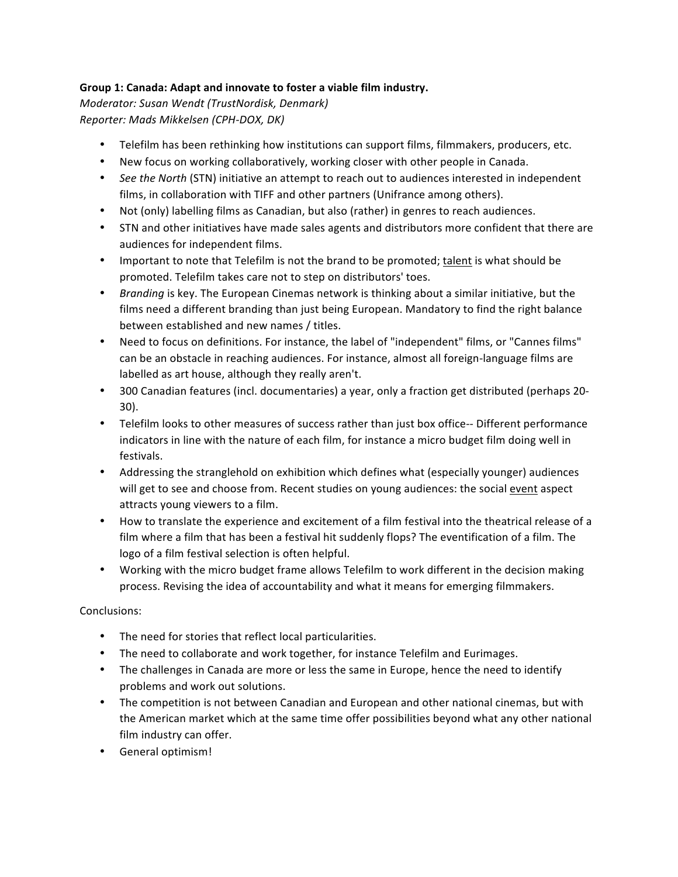**Group 1: Canada: Adapt and innovate to foster a viable film industry.**

*Moderator: Susan Wendt (TrustNordisk, Denmark)*
*Reporter: Mads Mikkelsen (CPH-DOX, DK)*

- Telefilm has been rethinking how institutions can support films, filmmakers, producers, etc.
- New focus on working collaboratively, working closer with other people in Canada.
- *See the North* (STN) initiative an attempt to reach out to audiences interested in independent films, in collaboration with TIFF and other partners (Unifrance among others).
- Not (only) labelling films as Canadian, but also (rather) in genres to reach audiences.
- STN and other initiatives have made sales agents and distributors more confident that there are audiences for independent films.
- Important to note that Telefilm is not the brand to be promoted; <u>talent</u> is what should be promoted. Telefilm takes care not to step on distributors' toes.
- *Branding* is key. The European Cinemas network is thinking about a similar initiative, but the films need a different branding than just being European. Mandatory to find the right balance between established and new names / titles.
- Need to focus on definitions. For instance, the label of "independent" films, or "Cannes films" can be an obstacle in reaching audiences. For instance, almost all foreign-language films are labelled as art house, although they really aren't.
- 300 Canadian features (incl. documentaries) a year, only a fraction get distributed (perhaps 20-30).
- Telefilm looks to other measures of success rather than just box office-- Different performance indicators in line with the nature of each film, for instance a micro budget film doing well in festivals.
- Addressing the stranglehold on exhibition which defines what (especially younger) audiences will get to see and choose from. Recent studies on young audiences: the social <u>event</u> aspect attracts young viewers to a film.
- How to translate the experience and excitement of a film festival into the theatrical release of a film where a film that has been a festival hit suddenly flops? The eventification of a film. The logo of a film festival selection is often helpful.
- Working with the micro budget frame allows Telefilm to work different in the decision making process. Revising the idea of accountability and what it means for emerging filmmakers.

Conclusions:

- The need for stories that reflect local particularities.
- The need to collaborate and work together, for instance Telefilm and Eurimages.
- The challenges in Canada are more or less the same in Europe, hence the need to identify problems and work out solutions.
- The competition is not between Canadian and European and other national cinemas, but with the American market which at the same time offer possibilities beyond what any other national film industry can offer.
- General optimism!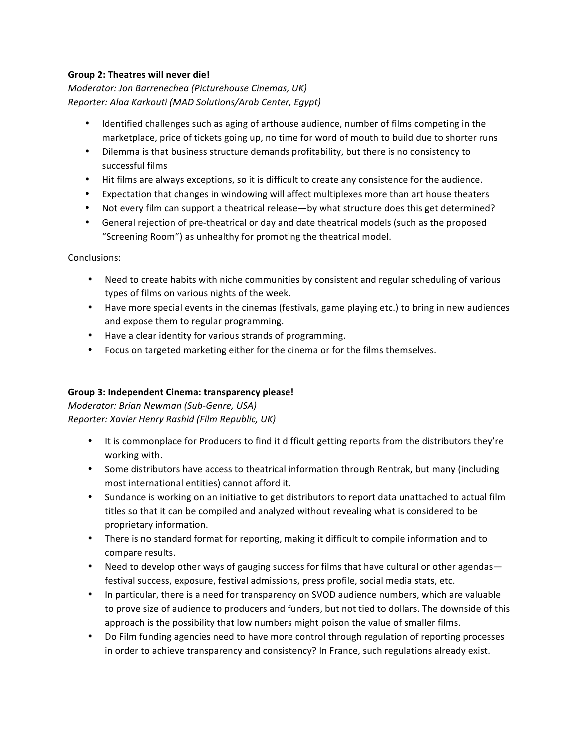**Group 2: Theatres will never die!**

*Moderator: Jon Barrenechea (Picturehouse Cinemas, UK)*
*Reporter: Alaa Karkouti (MAD Solutions/Arab Center, Egypt)*

- Identified challenges such as aging of arthouse audience, number of films competing in the marketplace, price of tickets going up, no time for word of mouth to build due to shorter runs
- Dilemma is that business structure demands profitability, but there is no consistency to successful films
- Hit films are always exceptions, so it is difficult to create any consistence for the audience.
- Expectation that changes in windowing will affect multiplexes more than art house theaters
- Not every film can support a theatrical release—by what structure does this get determined?
- General rejection of pre-theatrical or day and date theatrical models (such as the proposed "Screening Room") as unhealthy for promoting the theatrical model.

Conclusions:

- Need to create habits with niche communities by consistent and regular scheduling of various types of films on various nights of the week.
- Have more special events in the cinemas (festivals, game playing etc.) to bring in new audiences and expose them to regular programming.
- Have a clear identity for various strands of programming.
- Focus on targeted marketing either for the cinema or for the films themselves.

**Group 3: Independent Cinema: transparency please!**

*Moderator: Brian Newman (Sub-Genre, USA)*
*Reporter: Xavier Henry Rashid (Film Republic, UK)*

- It is commonplace for Producers to find it difficult getting reports from the distributors they're working with.
- Some distributors have access to theatrical information through Rentrak, but many (including most international entities) cannot afford it.
- Sundance is working on an initiative to get distributors to report data unattached to actual film titles so that it can be compiled and analyzed without revealing what is considered to be proprietary information.
- There is no standard format for reporting, making it difficult to compile information and to compare results.
- Need to develop other ways of gauging success for films that have cultural or other agendas—festival success, exposure, festival admissions, press profile, social media stats, etc.
- In particular, there is a need for transparency on SVOD audience numbers, which are valuable to prove size of audience to producers and funders, but not tied to dollars. The downside of this approach is the possibility that low numbers might poison the value of smaller films.
- Do Film funding agencies need to have more control through regulation of reporting processes in order to achieve transparency and consistency? In France, such regulations already exist.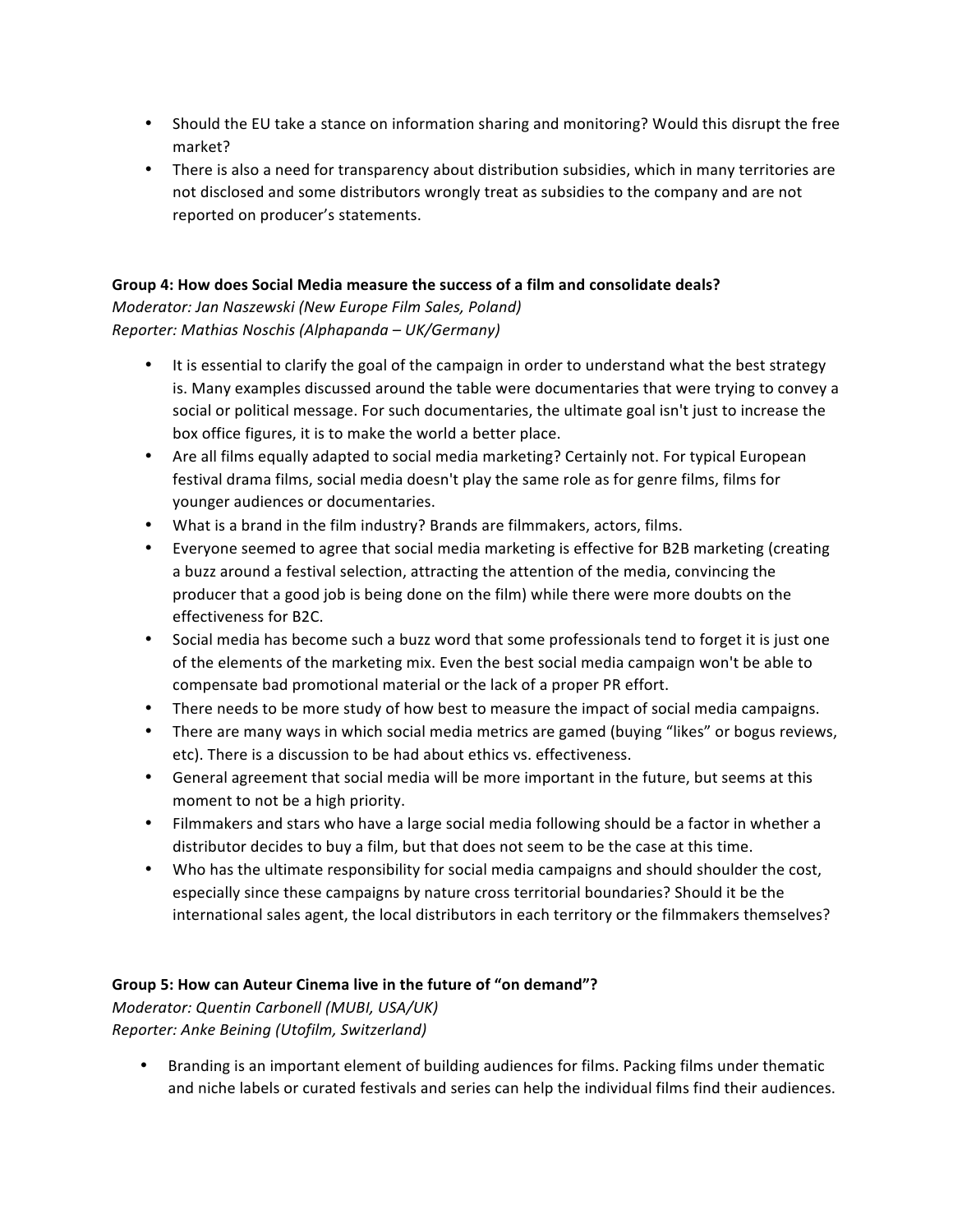- Should the EU take a stance on information sharing and monitoring? Would this disrupt the free market?
- There is also a need for transparency about distribution subsidies, which in many territories are not disclosed and some distributors wrongly treat as subsidies to the company and are not reported on producer's statements.

**Group 4: How does Social Media measure the success of a film and consolidate deals?**
*Moderator: Jan Naszewski (New Europe Film Sales, Poland)*
*Reporter: Mathias Noschis (Alphapanda – UK/Germany)*

- It is essential to clarify the goal of the campaign in order to understand what the best strategy is. Many examples discussed around the table were documentaries that were trying to convey a social or political message. For such documentaries, the ultimate goal isn't just to increase the box office figures, it is to make the world a better place.
- Are all films equally adapted to social media marketing? Certainly not. For typical European festival drama films, social media doesn't play the same role as for genre films, films for younger audiences or documentaries.
- What is a brand in the film industry? Brands are filmmakers, actors, films.
- Everyone seemed to agree that social media marketing is effective for B2B marketing (creating a buzz around a festival selection, attracting the attention of the media, convincing the producer that a good job is being done on the film) while there were more doubts on the effectiveness for B2C.
- Social media has become such a buzz word that some professionals tend to forget it is just one of the elements of the marketing mix. Even the best social media campaign won't be able to compensate bad promotional material or the lack of a proper PR effort.
- There needs to be more study of how best to measure the impact of social media campaigns.
- There are many ways in which social media metrics are gamed (buying "likes" or bogus reviews, etc). There is a discussion to be had about ethics vs. effectiveness.
- General agreement that social media will be more important in the future, but seems at this moment to not be a high priority.
- Filmmakers and stars who have a large social media following should be a factor in whether a distributor decides to buy a film, but that does not seem to be the case at this time.
- Who has the ultimate responsibility for social media campaigns and should shoulder the cost, especially since these campaigns by nature cross territorial boundaries? Should it be the international sales agent, the local distributors in each territory or the filmmakers themselves?

**Group 5: How can Auteur Cinema live in the future of "on demand"?**
*Moderator: Quentin Carbonell (MUBI, USA/UK)*
*Reporter: Anke Beining (Utofilm, Switzerland)*

- Branding is an important element of building audiences for films. Packing films under thematic and niche labels or curated festivals and series can help the individual films find their audiences.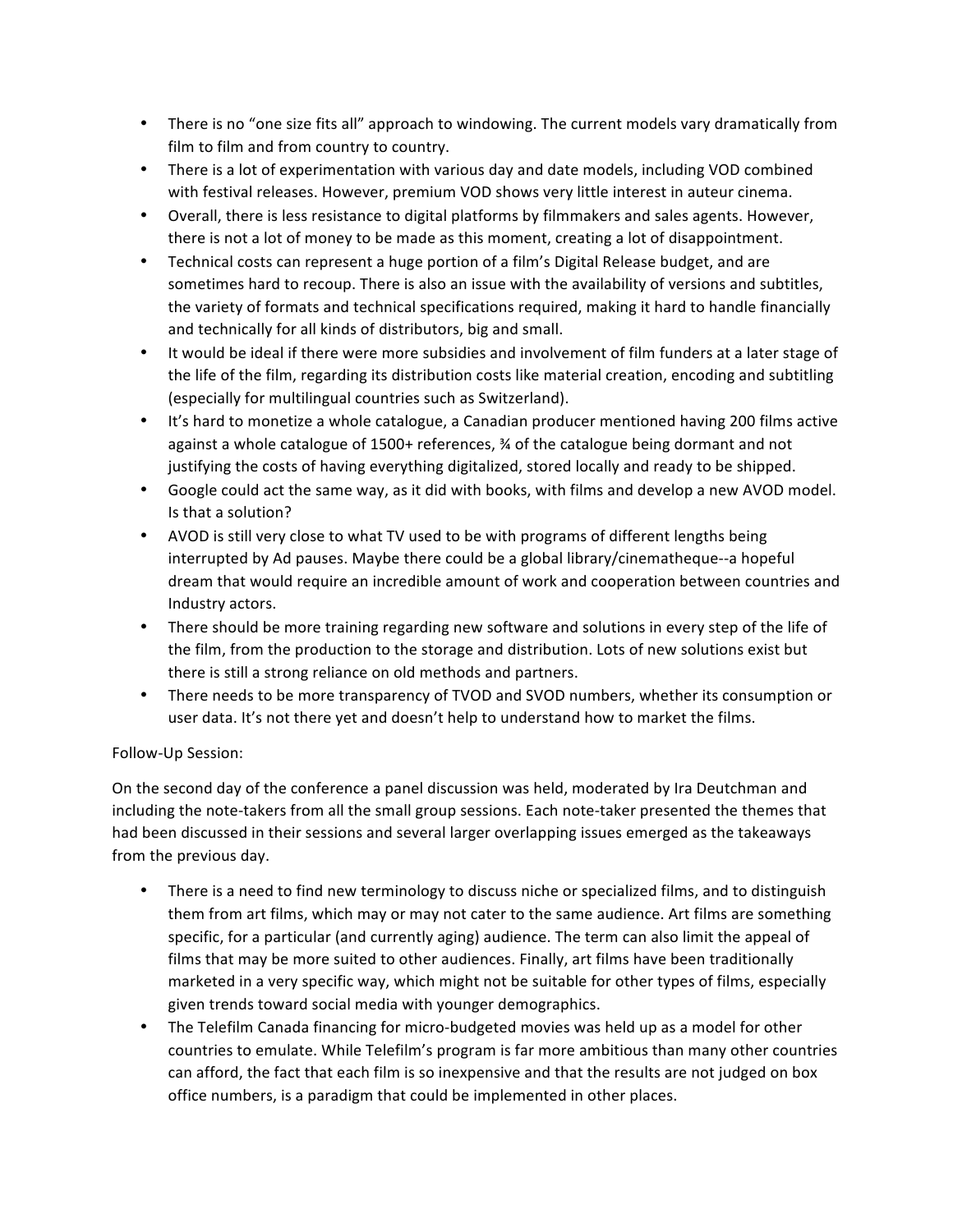- There is no "one size fits all" approach to windowing. The current models vary dramatically from film to film and from country to country.
- There is a lot of experimentation with various day and date models, including VOD combined with festival releases. However, premium VOD shows very little interest in auteur cinema.
- Overall, there is less resistance to digital platforms by filmmakers and sales agents. However, there is not a lot of money to be made as this moment, creating a lot of disappointment.
- Technical costs can represent a huge portion of a film's Digital Release budget, and are sometimes hard to recoup. There is also an issue with the availability of versions and subtitles, the variety of formats and technical specifications required, making it hard to handle financially and technically for all kinds of distributors, big and small.
- It would be ideal if there were more subsidies and involvement of film funders at a later stage of the life of the film, regarding its distribution costs like material creation, encoding and subtitling (especially for multilingual countries such as Switzerland).
- It's hard to monetize a whole catalogue, a Canadian producer mentioned having 200 films active against a whole catalogue of 1500+ references, ¾ of the catalogue being dormant and not justifying the costs of having everything digitalized, stored locally and ready to be shipped.
- Google could act the same way, as it did with books, with films and develop a new AVOD model. Is that a solution?
- AVOD is still very close to what TV used to be with programs of different lengths being interrupted by Ad pauses. Maybe there could be a global library/cinematheque--a hopeful dream that would require an incredible amount of work and cooperation between countries and Industry actors.
- There should be more training regarding new software and solutions in every step of the life of the film, from the production to the storage and distribution. Lots of new solutions exist but there is still a strong reliance on old methods and partners.
- There needs to be more transparency of TVOD and SVOD numbers, whether its consumption or user data. It's not there yet and doesn't help to understand how to market the films.

Follow-Up Session:

On the second day of the conference a panel discussion was held, moderated by Ira Deutchman and including the note-takers from all the small group sessions. Each note-taker presented the themes that had been discussed in their sessions and several larger overlapping issues emerged as the takeaways from the previous day.

- There is a need to find new terminology to discuss niche or specialized films, and to distinguish them from art films, which may or may not cater to the same audience. Art films are something specific, for a particular (and currently aging) audience. The term can also limit the appeal of films that may be more suited to other audiences. Finally, art films have been traditionally marketed in a very specific way, which might not be suitable for other types of films, especially given trends toward social media with younger demographics.
- The Telefilm Canada financing for micro-budgeted movies was held up as a model for other countries to emulate. While Telefilm's program is far more ambitious than many other countries can afford, the fact that each film is so inexpensive and that the results are not judged on box office numbers, is a paradigm that could be implemented in other places.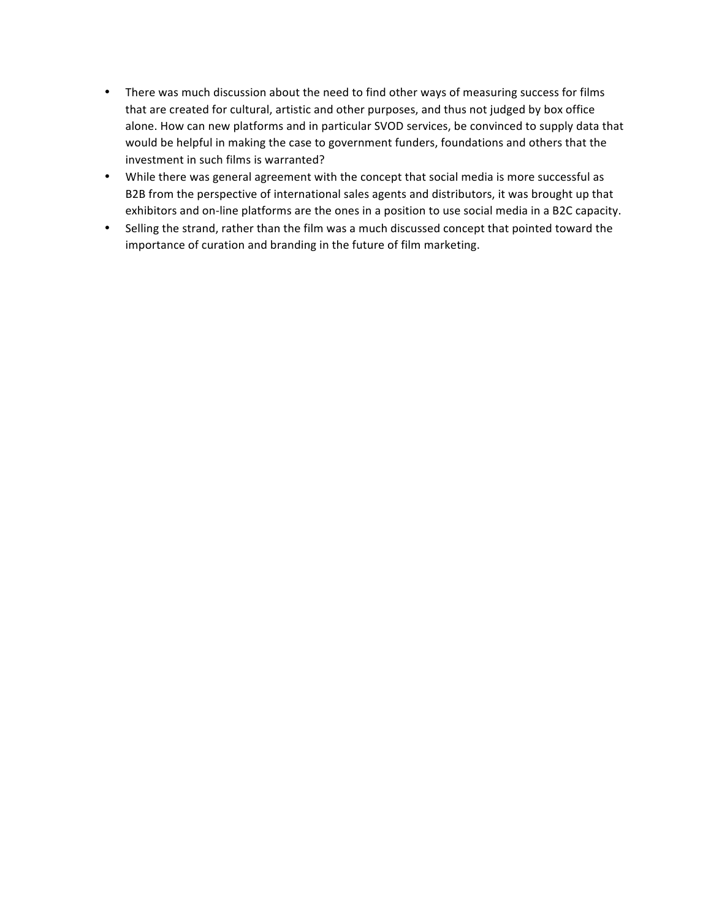- There was much discussion about the need to find other ways of measuring success for films that are created for cultural, artistic and other purposes, and thus not judged by box office alone. How can new platforms and in particular SVOD services, be convinced to supply data that would be helpful in making the case to government funders, foundations and others that the investment in such films is warranted?
- While there was general agreement with the concept that social media is more successful as B2B from the perspective of international sales agents and distributors, it was brought up that exhibitors and on-line platforms are the ones in a position to use social media in a B2C capacity.
- Selling the strand, rather than the film was a much discussed concept that pointed toward the importance of curation and branding in the future of film marketing.